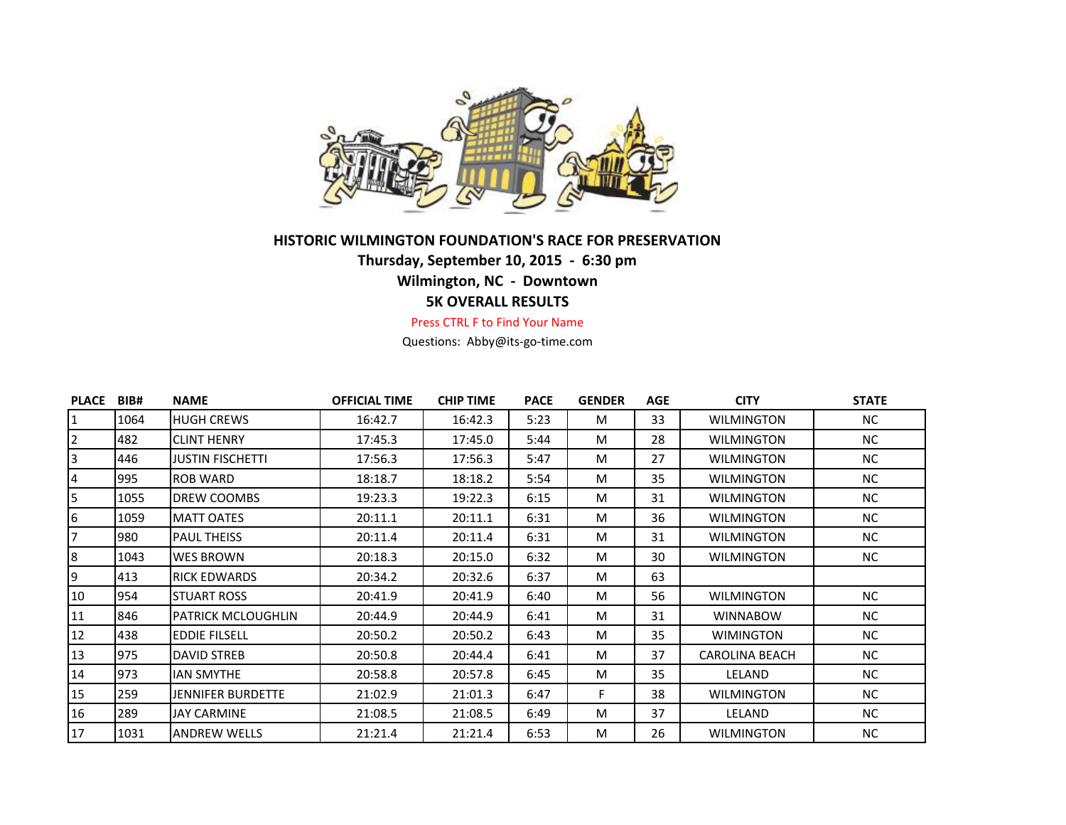# HISTORIC WILMINGTON FOUNDATION'S RACE FOR PRESERVATION

**Thursday, September 10, 2015 - 6:30 pm**

**Wilmington, NC - Downtown**

**5K OVERALL RESULTS**

Press CTRL F to Find Your Name

Questions: Abby@its-go-time.com

| PLACE | BIB# | NAME | OFFICIAL TIME | CHIP TIME | PACE | GENDER | AGE | CITY | STATE |
|---|---|---|---|---|---|---|---|---|---|
| 1 | 1064 | HUGH CREWS | 16:42.7 | 16:42.3 | 5:23 | M | 33 | WILMINGTON | NC |
| 2 | 482 | CLINT HENRY | 17:45.3 | 17:45.0 | 5:44 | M | 28 | WILMINGTON | NC |
| 3 | 446 | JUSTIN FISCHETTI | 17:56.3 | 17:56.3 | 5:47 | M | 27 | WILMINGTON | NC |
| 4 | 995 | ROB WARD | 18:18.7 | 18:18.2 | 5:54 | M | 35 | WILMINGTON | NC |
| 5 | 1055 | DREW COOMBS | 19:23.3 | 19:22.3 | 6:15 | M | 31 | WILMINGTON | NC |
| 6 | 1059 | MATT OATES | 20:11.1 | 20:11.1 | 6:31 | M | 36 | WILMINGTON | NC |
| 7 | 980 | PAUL THEISS | 20:11.4 | 20:11.4 | 6:31 | M | 31 | WILMINGTON | NC |
| 8 | 1043 | WES BROWN | 20:18.3 | 20:15.0 | 6:32 | M | 30 | WILMINGTON | NC |
| 9 | 413 | RICK EDWARDS | 20:34.2 | 20:32.6 | 6:37 | M | 63 | | |
| 10 | 954 | STUART ROSS | 20:41.9 | 20:41.9 | 6:40 | M | 56 | WILMINGTON | NC |
| 11 | 846 | PATRICK MCLOUGHLIN | 20:44.9 | 20:44.9 | 6:41 | M | 31 | WINNABOW | NC |
| 12 | 438 | EDDIE FILSELL | 20:50.2 | 20:50.2 | 6:43 | M | 35 | WIMINGTON | NC |
| 13 | 975 | DAVID STREB | 20:50.8 | 20:44.4 | 6:41 | M | 37 | CAROLINA BEACH | NC |
| 14 | 973 | IAN SMYTHE | 20:58.8 | 20:57.8 | 6:45 | M | 35 | LELAND | NC |
| 15 | 259 | JENNIFER BURDETTE | 21:02.9 | 21:01.3 | 6:47 | F | 38 | WILMINGTON | NC |
| 16 | 289 | JAY CARMINE | 21:08.5 | 21:08.5 | 6:49 | M | 37 | LELAND | NC |
| 17 | 1031 | ANDREW WELLS | 21:21.4 | 21:21.4 | 6:53 | M | 26 | WILMINGTON | NC |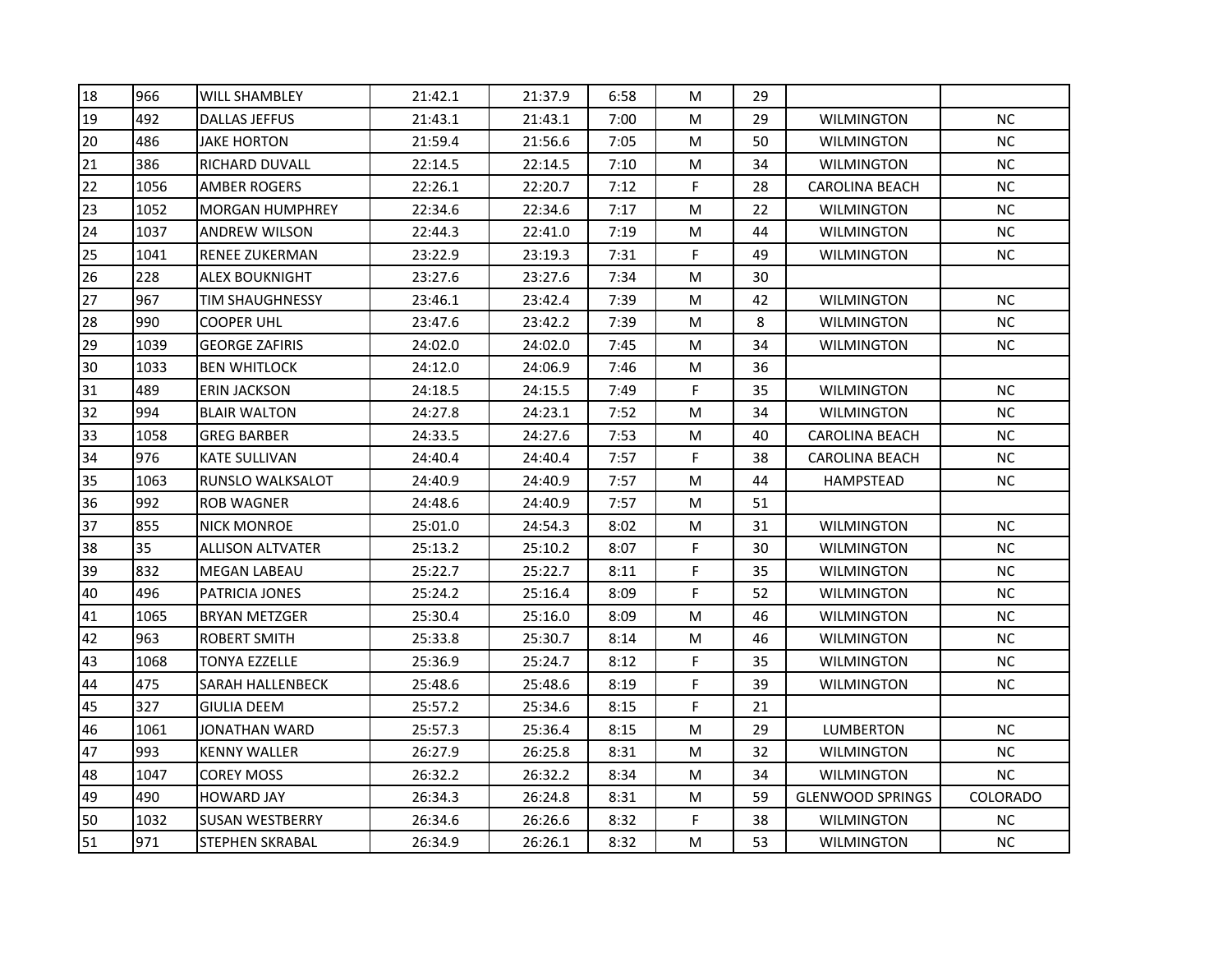| | | | | | | | | | |
|---|---|---|---|---|---|---|---|---|---|
| 18 | 966 | WILL SHAMBLEY | 21:42.1 | 21:37.9 | 6:58 | M | 29 | | |
| 19 | 492 | DALLAS JEFFUS | 21:43.1 | 21:43.1 | 7:00 | M | 29 | WILMINGTON | NC |
| 20 | 486 | JAKE HORTON | 21:59.4 | 21:56.6 | 7:05 | M | 50 | WILMINGTON | NC |
| 21 | 386 | RICHARD DUVALL | 22:14.5 | 22:14.5 | 7:10 | M | 34 | WILMINGTON | NC |
| 22 | 1056 | AMBER ROGERS | 22:26.1 | 22:20.7 | 7:12 | F | 28 | CAROLINA BEACH | NC |
| 23 | 1052 | MORGAN HUMPHREY | 22:34.6 | 22:34.6 | 7:17 | M | 22 | WILMINGTON | NC |
| 24 | 1037 | ANDREW WILSON | 22:44.3 | 22:41.0 | 7:19 | M | 44 | WILMINGTON | NC |
| 25 | 1041 | RENEE ZUKERMAN | 23:22.9 | 23:19.3 | 7:31 | F | 49 | WILMINGTON | NC |
| 26 | 228 | ALEX BOUKNIGHT | 23:27.6 | 23:27.6 | 7:34 | M | 30 | | |
| 27 | 967 | TIM SHAUGHNESSY | 23:46.1 | 23:42.4 | 7:39 | M | 42 | WILMINGTON | NC |
| 28 | 990 | COOPER UHL | 23:47.6 | 23:42.2 | 7:39 | M | 8 | WILMINGTON | NC |
| 29 | 1039 | GEORGE ZAFIRIS | 24:02.0 | 24:02.0 | 7:45 | M | 34 | WILMINGTON | NC |
| 30 | 1033 | BEN WHITLOCK | 24:12.0 | 24:06.9 | 7:46 | M | 36 | | |
| 31 | 489 | ERIN JACKSON | 24:18.5 | 24:15.5 | 7:49 | F | 35 | WILMINGTON | NC |
| 32 | 994 | BLAIR WALTON | 24:27.8 | 24:23.1 | 7:52 | M | 34 | WILMINGTON | NC |
| 33 | 1058 | GREG BARBER | 24:33.5 | 24:27.6 | 7:53 | M | 40 | CAROLINA BEACH | NC |
| 34 | 976 | KATE SULLIVAN | 24:40.4 | 24:40.4 | 7:57 | F | 38 | CAROLINA BEACH | NC |
| 35 | 1063 | RUNSLO WALKSALOT | 24:40.9 | 24:40.9 | 7:57 | M | 44 | HAMPSTEAD | NC |
| 36 | 992 | ROB WAGNER | 24:48.6 | 24:40.9 | 7:57 | M | 51 | | |
| 37 | 855 | NICK MONROE | 25:01.0 | 24:54.3 | 8:02 | M | 31 | WILMINGTON | NC |
| 38 | 35 | ALLISON ALTVATER | 25:13.2 | 25:10.2 | 8:07 | F | 30 | WILMINGTON | NC |
| 39 | 832 | MEGAN LABEAU | 25:22.7 | 25:22.7 | 8:11 | F | 35 | WILMINGTON | NC |
| 40 | 496 | PATRICIA JONES | 25:24.2 | 25:16.4 | 8:09 | F | 52 | WILMINGTON | NC |
| 41 | 1065 | BRYAN METZGER | 25:30.4 | 25:16.0 | 8:09 | M | 46 | WILMINGTON | NC |
| 42 | 963 | ROBERT SMITH | 25:33.8 | 25:30.7 | 8:14 | M | 46 | WILMINGTON | NC |
| 43 | 1068 | TONYA EZZELLE | 25:36.9 | 25:24.7 | 8:12 | F | 35 | WILMINGTON | NC |
| 44 | 475 | SARAH HALLENBECK | 25:48.6 | 25:48.6 | 8:19 | F | 39 | WILMINGTON | NC |
| 45 | 327 | GIULIA DEEM | 25:57.2 | 25:34.6 | 8:15 | F | 21 | | |
| 46 | 1061 | JONATHAN WARD | 25:57.3 | 25:36.4 | 8:15 | M | 29 | LUMBERTON | NC |
| 47 | 993 | KENNY WALLER | 26:27.9 | 26:25.8 | 8:31 | M | 32 | WILMINGTON | NC |
| 48 | 1047 | COREY MOSS | 26:32.2 | 26:32.2 | 8:34 | M | 34 | WILMINGTON | NC |
| 49 | 490 | HOWARD JAY | 26:34.3 | 26:24.8 | 8:31 | M | 59 | GLENWOOD SPRINGS | COLORADO |
| 50 | 1032 | SUSAN WESTBERRY | 26:34.6 | 26:26.6 | 8:32 | F | 38 | WILMINGTON | NC |
| 51 | 971 | STEPHEN SKRABAL | 26:34.9 | 26:26.1 | 8:32 | M | 53 | WILMINGTON | NC |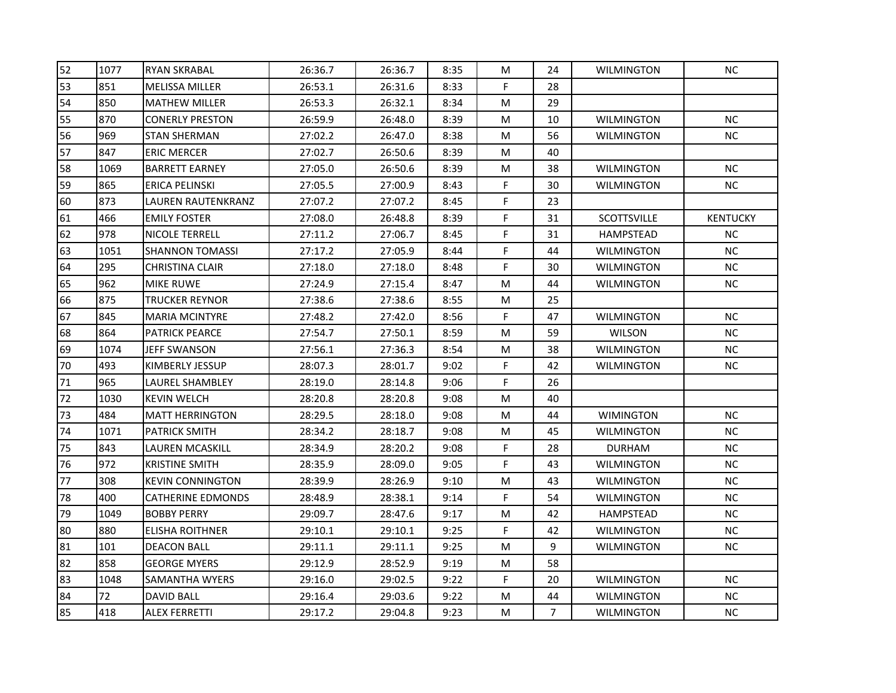| | | | | | | | | | |
|---|---|---|---|---|---|---|---|---|---|
| 52 | 1077 | RYAN SKRABAL | 26:36.7 | 26:36.7 | 8:35 | M | 24 | WILMINGTON | NC |
| 53 | 851 | MELISSA MILLER | 26:53.1 | 26:31.6 | 8:33 | F | 28 | | |
| 54 | 850 | MATHEW MILLER | 26:53.3 | 26:32.1 | 8:34 | M | 29 | | |
| 55 | 870 | CONERLY PRESTON | 26:59.9 | 26:48.0 | 8:39 | M | 10 | WILMINGTON | NC |
| 56 | 969 | STAN SHERMAN | 27:02.2 | 26:47.0 | 8:38 | M | 56 | WILMINGTON | NC |
| 57 | 847 | ERIC MERCER | 27:02.7 | 26:50.6 | 8:39 | M | 40 | | |
| 58 | 1069 | BARRETT EARNEY | 27:05.0 | 26:50.6 | 8:39 | M | 38 | WILMINGTON | NC |
| 59 | 865 | ERICA PELINSKI | 27:05.5 | 27:00.9 | 8:43 | F | 30 | WILMINGTON | NC |
| 60 | 873 | LAUREN RAUTENKRANZ | 27:07.2 | 27:07.2 | 8:45 | F | 23 | | |
| 61 | 466 | EMILY FOSTER | 27:08.0 | 26:48.8 | 8:39 | F | 31 | SCOTTSVILLE | KENTUCKY |
| 62 | 978 | NICOLE TERRELL | 27:11.2 | 27:06.7 | 8:45 | F | 31 | HAMPSTEAD | NC |
| 63 | 1051 | SHANNON TOMASSI | 27:17.2 | 27:05.9 | 8:44 | F | 44 | WILMINGTON | NC |
| 64 | 295 | CHRISTINA CLAIR | 27:18.0 | 27:18.0 | 8:48 | F | 30 | WILMINGTON | NC |
| 65 | 962 | MIKE RUWE | 27:24.9 | 27:15.4 | 8:47 | M | 44 | WILMINGTON | NC |
| 66 | 875 | TRUCKER REYNOR | 27:38.6 | 27:38.6 | 8:55 | M | 25 | | |
| 67 | 845 | MARIA MCINTYRE | 27:48.2 | 27:42.0 | 8:56 | F | 47 | WILMINGTON | NC |
| 68 | 864 | PATRICK PEARCE | 27:54.7 | 27:50.1 | 8:59 | M | 59 | WILSON | NC |
| 69 | 1074 | JEFF SWANSON | 27:56.1 | 27:36.3 | 8:54 | M | 38 | WILMINGTON | NC |
| 70 | 493 | KIMBERLY JESSUP | 28:07.3 | 28:01.7 | 9:02 | F | 42 | WILMINGTON | NC |
| 71 | 965 | LAUREL SHAMBLEY | 28:19.0 | 28:14.8 | 9:06 | F | 26 | | |
| 72 | 1030 | KEVIN WELCH | 28:20.8 | 28:20.8 | 9:08 | M | 40 | | |
| 73 | 484 | MATT HERRINGTON | 28:29.5 | 28:18.0 | 9:08 | M | 44 | WIMINGTON | NC |
| 74 | 1071 | PATRICK SMITH | 28:34.2 | 28:18.7 | 9:08 | M | 45 | WILMINGTON | NC |
| 75 | 843 | LAUREN MCASKILL | 28:34.9 | 28:20.2 | 9:08 | F | 28 | DURHAM | NC |
| 76 | 972 | KRISTINE SMITH | 28:35.9 | 28:09.0 | 9:05 | F | 43 | WILMINGTON | NC |
| 77 | 308 | KEVIN CONNINGTON | 28:39.9 | 28:26.9 | 9:10 | M | 43 | WILMINGTON | NC |
| 78 | 400 | CATHERINE EDMONDS | 28:48.9 | 28:38.1 | 9:14 | F | 54 | WILMINGTON | NC |
| 79 | 1049 | BOBBY PERRY | 29:09.7 | 28:47.6 | 9:17 | M | 42 | HAMPSTEAD | NC |
| 80 | 880 | ELISHA ROITHNER | 29:10.1 | 29:10.1 | 9:25 | F | 42 | WILMINGTON | NC |
| 81 | 101 | DEACON BALL | 29:11.1 | 29:11.1 | 9:25 | M | 9 | WILMINGTON | NC |
| 82 | 858 | GEORGE MYERS | 29:12.9 | 28:52.9 | 9:19 | M | 58 | | |
| 83 | 1048 | SAMANTHA WYERS | 29:16.0 | 29:02.5 | 9:22 | F | 20 | WILMINGTON | NC |
| 84 | 72 | DAVID BALL | 29:16.4 | 29:03.6 | 9:22 | M | 44 | WILMINGTON | NC |
| 85 | 418 | ALEX FERRETTI | 29:17.2 | 29:04.8 | 9:23 | M | 7 | WILMINGTON | NC |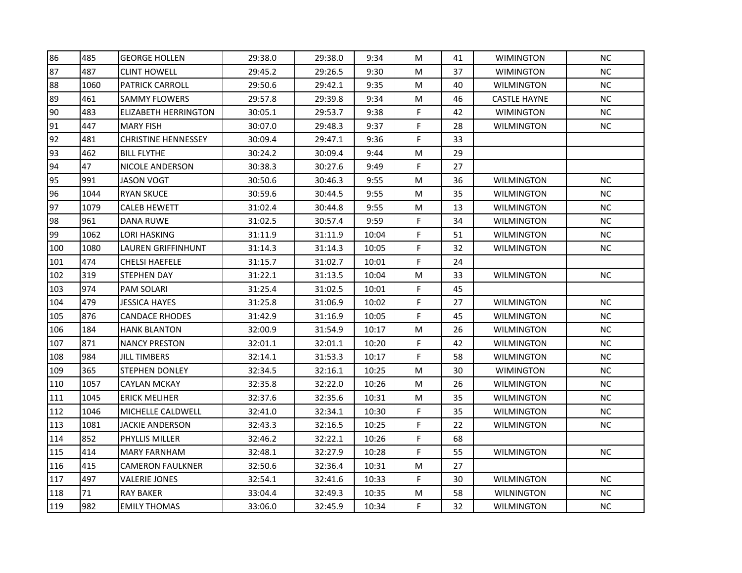| | | | | | | | | | |
|---|---|---|---|---|---|---|---|---|---|
| 86 | 485 | GEORGE HOLLEN | 29:38.0 | 29:38.0 | 9:34 | M | 41 | WIMINGTON | NC |
| 87 | 487 | CLINT HOWELL | 29:45.2 | 29:26.5 | 9:30 | M | 37 | WIMINGTON | NC |
| 88 | 1060 | PATRICK CARROLL | 29:50.6 | 29:42.1 | 9:35 | M | 40 | WILMINGTON | NC |
| 89 | 461 | SAMMY FLOWERS | 29:57.8 | 29:39.8 | 9:34 | M | 46 | CASTLE HAYNE | NC |
| 90 | 483 | ELIZABETH HERRINGTON | 30:05.1 | 29:53.7 | 9:38 | F | 42 | WIMINGTON | NC |
| 91 | 447 | MARY FISH | 30:07.0 | 29:48.3 | 9:37 | F | 28 | WILMINGTON | NC |
| 92 | 481 | CHRISTINE HENNESSEY | 30:09.4 | 29:47.1 | 9:36 | F | 33 | | |
| 93 | 462 | BILL FLYTHE | 30:24.2 | 30:09.4 | 9:44 | M | 29 | | |
| 94 | 47 | NICOLE ANDERSON | 30:38.3 | 30:27.6 | 9:49 | F | 27 | | |
| 95 | 991 | JASON VOGT | 30:50.6 | 30:46.3 | 9:55 | M | 36 | WILMINGTON | NC |
| 96 | 1044 | RYAN SKUCE | 30:59.6 | 30:44.5 | 9:55 | M | 35 | WILMINGTON | NC |
| 97 | 1079 | CALEB HEWETT | 31:02.4 | 30:44.8 | 9:55 | M | 13 | WILMINGTON | NC |
| 98 | 961 | DANA RUWE | 31:02.5 | 30:57.4 | 9:59 | F | 34 | WILMINGTON | NC |
| 99 | 1062 | LORI HASKING | 31:11.9 | 31:11.9 | 10:04 | F | 51 | WILMINGTON | NC |
| 100 | 1080 | LAUREN GRIFFINHUNT | 31:14.3 | 31:14.3 | 10:05 | F | 32 | WILMINGTON | NC |
| 101 | 474 | CHELSI HAEFELE | 31:15.7 | 31:02.7 | 10:01 | F | 24 | | |
| 102 | 319 | STEPHEN DAY | 31:22.1 | 31:13.5 | 10:04 | M | 33 | WILMINGTON | NC |
| 103 | 974 | PAM SOLARI | 31:25.4 | 31:02.5 | 10:01 | F | 45 | | |
| 104 | 479 | JESSICA HAYES | 31:25.8 | 31:06.9 | 10:02 | F | 27 | WILMINGTON | NC |
| 105 | 876 | CANDACE RHODES | 31:42.9 | 31:16.9 | 10:05 | F | 45 | WILMINGTON | NC |
| 106 | 184 | HANK BLANTON | 32:00.9 | 31:54.9 | 10:17 | M | 26 | WILMINGTON | NC |
| 107 | 871 | NANCY PRESTON | 32:01.1 | 32:01.1 | 10:20 | F | 42 | WILMINGTON | NC |
| 108 | 984 | JILL TIMBERS | 32:14.1 | 31:53.3 | 10:17 | F | 58 | WILMINGTON | NC |
| 109 | 365 | STEPHEN DONLEY | 32:34.5 | 32:16.1 | 10:25 | M | 30 | WIMINGTON | NC |
| 110 | 1057 | CAYLAN MCKAY | 32:35.8 | 32:22.0 | 10:26 | M | 26 | WILMINGTON | NC |
| 111 | 1045 | ERICK MELIHER | 32:37.6 | 32:35.6 | 10:31 | M | 35 | WILMINGTON | NC |
| 112 | 1046 | MICHELLE CALDWELL | 32:41.0 | 32:34.1 | 10:30 | F | 35 | WILMINGTON | NC |
| 113 | 1081 | JACKIE ANDERSON | 32:43.3 | 32:16.5 | 10:25 | F | 22 | WILMINGTON | NC |
| 114 | 852 | PHYLLIS MILLER | 32:46.2 | 32:22.1 | 10:26 | F | 68 | | |
| 115 | 414 | MARY FARNHAM | 32:48.1 | 32:27.9 | 10:28 | F | 55 | WILMINGTON | NC |
| 116 | 415 | CAMERON FAULKNER | 32:50.6 | 32:36.4 | 10:31 | M | 27 | | |
| 117 | 497 | VALERIE JONES | 32:54.1 | 32:41.6 | 10:33 | F | 30 | WILMINGTON | NC |
| 118 | 71 | RAY BAKER | 33:04.4 | 32:49.3 | 10:35 | M | 58 | WILNINGTON | NC |
| 119 | 982 | EMILY THOMAS | 33:06.0 | 32:45.9 | 10:34 | F | 32 | WILMINGTON | NC |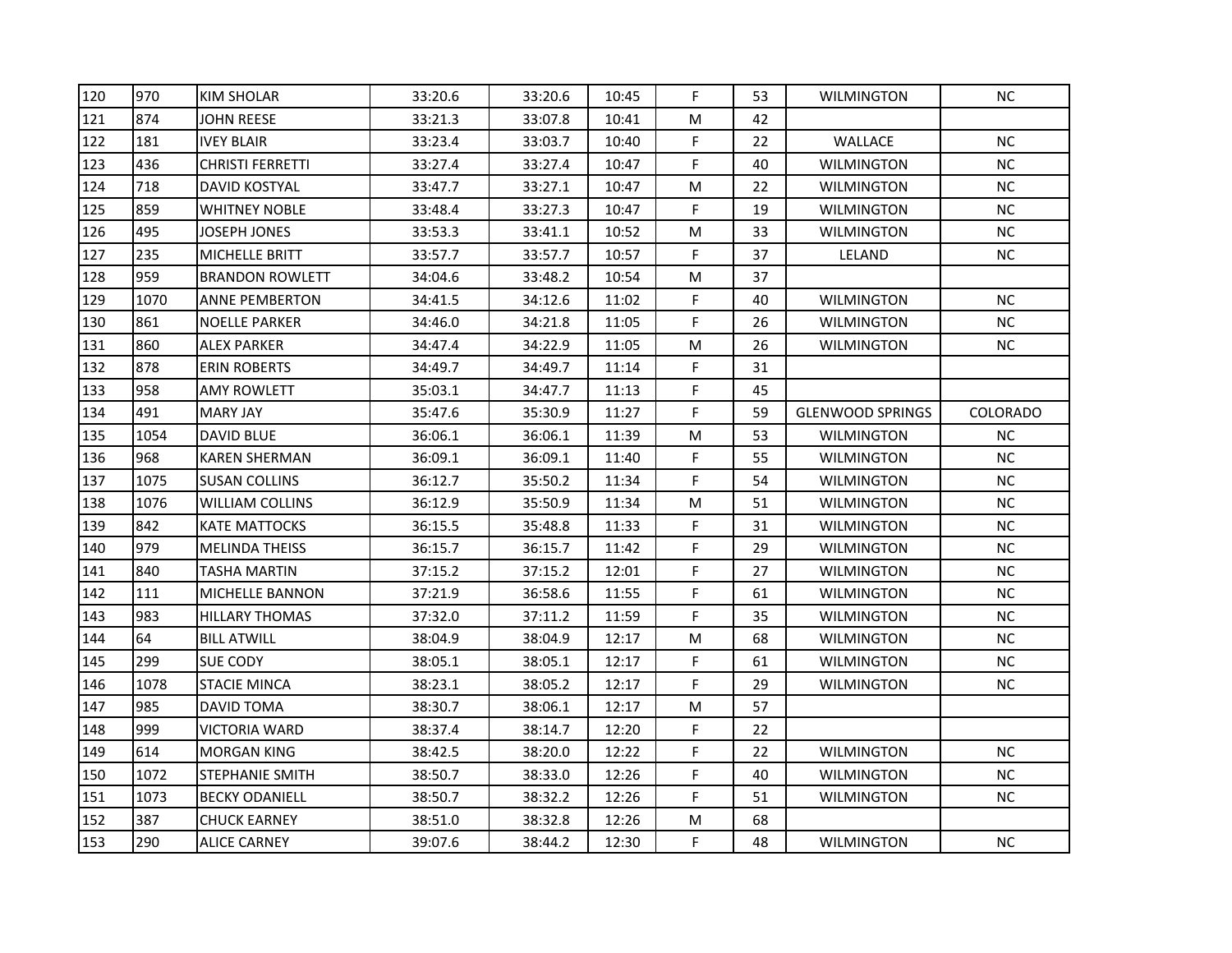| 120 | 970 | KIM SHOLAR | 33:20.6 | 33:20.6 | 10:45 | F | 53 | WILMINGTON | NC |
|---|---|---|---|---|---|---|---|---|---|
| 121 | 874 | JOHN REESE | 33:21.3 | 33:07.8 | 10:41 | M | 42 | | |
| 122 | 181 | IVEY BLAIR | 33:23.4 | 33:03.7 | 10:40 | F | 22 | WALLACE | NC |
| 123 | 436 | CHRISTI FERRETTI | 33:27.4 | 33:27.4 | 10:47 | F | 40 | WILMINGTON | NC |
| 124 | 718 | DAVID KOSTYAL | 33:47.7 | 33:27.1 | 10:47 | M | 22 | WILMINGTON | NC |
| 125 | 859 | WHITNEY NOBLE | 33:48.4 | 33:27.3 | 10:47 | F | 19 | WILMINGTON | NC |
| 126 | 495 | JOSEPH JONES | 33:53.3 | 33:41.1 | 10:52 | M | 33 | WILMINGTON | NC |
| 127 | 235 | MICHELLE BRITT | 33:57.7 | 33:57.7 | 10:57 | F | 37 | LELAND | NC |
| 128 | 959 | BRANDON ROWLETT | 34:04.6 | 33:48.2 | 10:54 | M | 37 | | |
| 129 | 1070 | ANNE PEMBERTON | 34:41.5 | 34:12.6 | 11:02 | F | 40 | WILMINGTON | NC |
| 130 | 861 | NOELLE PARKER | 34:46.0 | 34:21.8 | 11:05 | F | 26 | WILMINGTON | NC |
| 131 | 860 | ALEX PARKER | 34:47.4 | 34:22.9 | 11:05 | M | 26 | WILMINGTON | NC |
| 132 | 878 | ERIN ROBERTS | 34:49.7 | 34:49.7 | 11:14 | F | 31 | | |
| 133 | 958 | AMY ROWLETT | 35:03.1 | 34:47.7 | 11:13 | F | 45 | | |
| 134 | 491 | MARY JAY | 35:47.6 | 35:30.9 | 11:27 | F | 59 | GLENWOOD SPRINGS | COLORADO |
| 135 | 1054 | DAVID BLUE | 36:06.1 | 36:06.1 | 11:39 | M | 53 | WILMINGTON | NC |
| 136 | 968 | KAREN SHERMAN | 36:09.1 | 36:09.1 | 11:40 | F | 55 | WILMINGTON | NC |
| 137 | 1075 | SUSAN COLLINS | 36:12.7 | 35:50.2 | 11:34 | F | 54 | WILMINGTON | NC |
| 138 | 1076 | WILLIAM COLLINS | 36:12.9 | 35:50.9 | 11:34 | M | 51 | WILMINGTON | NC |
| 139 | 842 | KATE MATTOCKS | 36:15.5 | 35:48.8 | 11:33 | F | 31 | WILMINGTON | NC |
| 140 | 979 | MELINDA THEISS | 36:15.7 | 36:15.7 | 11:42 | F | 29 | WILMINGTON | NC |
| 141 | 840 | TASHA MARTIN | 37:15.2 | 37:15.2 | 12:01 | F | 27 | WILMINGTON | NC |
| 142 | 111 | MICHELLE BANNON | 37:21.9 | 36:58.6 | 11:55 | F | 61 | WILMINGTON | NC |
| 143 | 983 | HILLARY THOMAS | 37:32.0 | 37:11.2 | 11:59 | F | 35 | WILMINGTON | NC |
| 144 | 64 | BILL ATWILL | 38:04.9 | 38:04.9 | 12:17 | M | 68 | WILMINGTON | NC |
| 145 | 299 | SUE CODY | 38:05.1 | 38:05.1 | 12:17 | F | 61 | WILMINGTON | NC |
| 146 | 1078 | STACIE MINCA | 38:23.1 | 38:05.2 | 12:17 | F | 29 | WILMINGTON | NC |
| 147 | 985 | DAVID TOMA | 38:30.7 | 38:06.1 | 12:17 | M | 57 | | |
| 148 | 999 | VICTORIA WARD | 38:37.4 | 38:14.7 | 12:20 | F | 22 | | |
| 149 | 614 | MORGAN KING | 38:42.5 | 38:20.0 | 12:22 | F | 22 | WILMINGTON | NC |
| 150 | 1072 | STEPHANIE SMITH | 38:50.7 | 38:33.0 | 12:26 | F | 40 | WILMINGTON | NC |
| 151 | 1073 | BECKY ODANIELL | 38:50.7 | 38:32.2 | 12:26 | F | 51 | WILMINGTON | NC |
| 152 | 387 | CHUCK EARNEY | 38:51.0 | 38:32.8 | 12:26 | M | 68 | | |
| 153 | 290 | ALICE CARNEY | 39:07.6 | 38:44.2 | 12:30 | F | 48 | WILMINGTON | NC |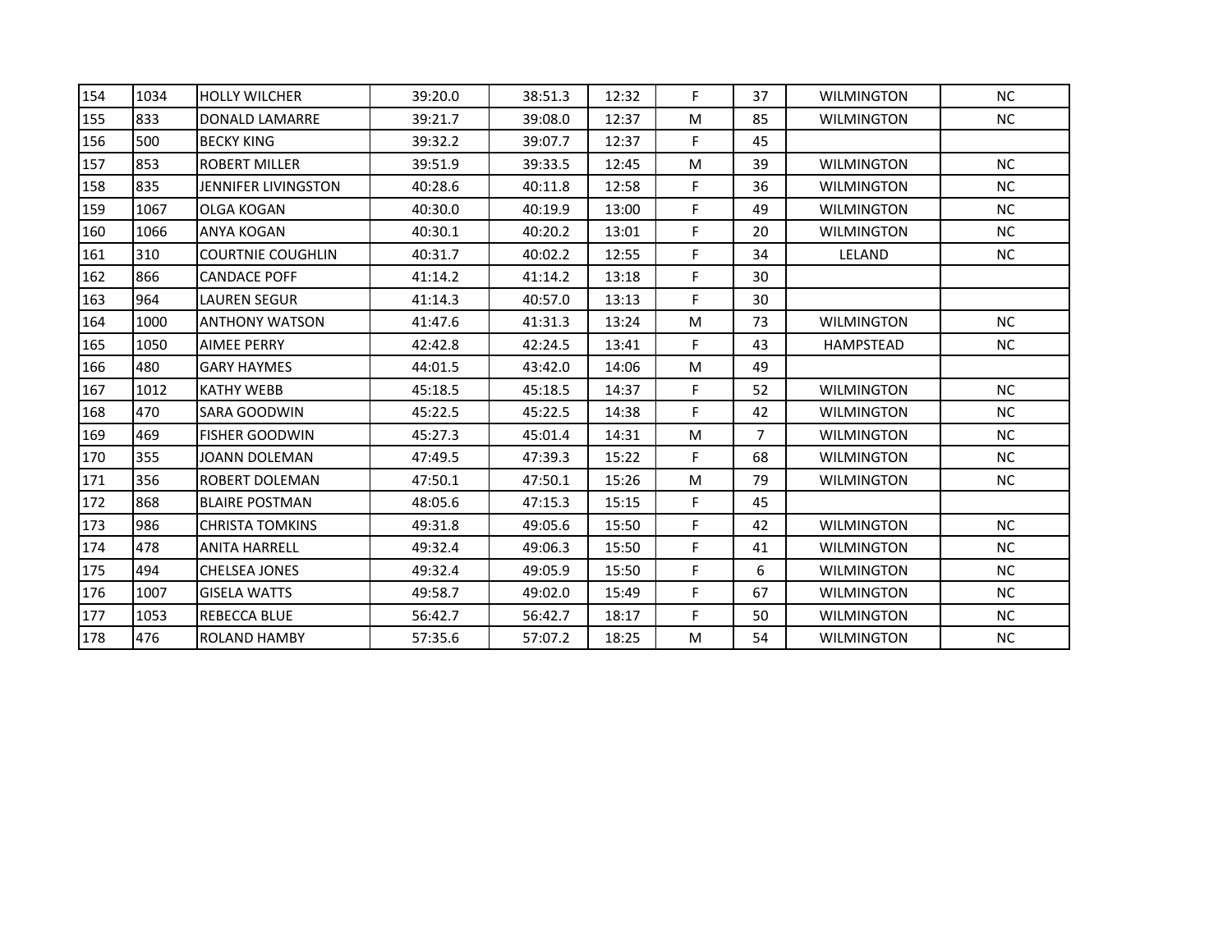| | | | | | | | | | |
|---|---|---|---|---|---|---|---|---|---|
| 154 | 1034 | HOLLY WILCHER | 39:20.0 | 38:51.3 | 12:32 | F | 37 | WILMINGTON | NC |
| 155 | 833 | DONALD LAMARRE | 39:21.7 | 39:08.0 | 12:37 | M | 85 | WILMINGTON | NC |
| 156 | 500 | BECKY KING | 39:32.2 | 39:07.7 | 12:37 | F | 45 | | |
| 157 | 853 | ROBERT MILLER | 39:51.9 | 39:33.5 | 12:45 | M | 39 | WILMINGTON | NC |
| 158 | 835 | JENNIFER LIVINGSTON | 40:28.6 | 40:11.8 | 12:58 | F | 36 | WILMINGTON | NC |
| 159 | 1067 | OLGA KOGAN | 40:30.0 | 40:19.9 | 13:00 | F | 49 | WILMINGTON | NC |
| 160 | 1066 | ANYA KOGAN | 40:30.1 | 40:20.2 | 13:01 | F | 20 | WILMINGTON | NC |
| 161 | 310 | COURTNIE COUGHLIN | 40:31.7 | 40:02.2 | 12:55 | F | 34 | LELAND | NC |
| 162 | 866 | CANDACE POFF | 41:14.2 | 41:14.2 | 13:18 | F | 30 | | |
| 163 | 964 | LAUREN SEGUR | 41:14.3 | 40:57.0 | 13:13 | F | 30 | | |
| 164 | 1000 | ANTHONY WATSON | 41:47.6 | 41:31.3 | 13:24 | M | 73 | WILMINGTON | NC |
| 165 | 1050 | AIMEE PERRY | 42:42.8 | 42:24.5 | 13:41 | F | 43 | HAMPSTEAD | NC |
| 166 | 480 | GARY HAYMES | 44:01.5 | 43:42.0 | 14:06 | M | 49 | | |
| 167 | 1012 | KATHY WEBB | 45:18.5 | 45:18.5 | 14:37 | F | 52 | WILMINGTON | NC |
| 168 | 470 | SARA GOODWIN | 45:22.5 | 45:22.5 | 14:38 | F | 42 | WILMINGTON | NC |
| 169 | 469 | FISHER GOODWIN | 45:27.3 | 45:01.4 | 14:31 | M | 7 | WILMINGTON | NC |
| 170 | 355 | JOANN DOLEMAN | 47:49.5 | 47:39.3 | 15:22 | F | 68 | WILMINGTON | NC |
| 171 | 356 | ROBERT DOLEMAN | 47:50.1 | 47:50.1 | 15:26 | M | 79 | WILMINGTON | NC |
| 172 | 868 | BLAIRE POSTMAN | 48:05.6 | 47:15.3 | 15:15 | F | 45 | | |
| 173 | 986 | CHRISTA TOMKINS | 49:31.8 | 49:05.6 | 15:50 | F | 42 | WILMINGTON | NC |
| 174 | 478 | ANITA HARRELL | 49:32.4 | 49:06.3 | 15:50 | F | 41 | WILMINGTON | NC |
| 175 | 494 | CHELSEA JONES | 49:32.4 | 49:05.9 | 15:50 | F | 6 | WILMINGTON | NC |
| 176 | 1007 | GISELA WATTS | 49:58.7 | 49:02.0 | 15:49 | F | 67 | WILMINGTON | NC |
| 177 | 1053 | REBECCA BLUE | 56:42.7 | 56:42.7 | 18:17 | F | 50 | WILMINGTON | NC |
| 178 | 476 | ROLAND HAMBY | 57:35.6 | 57:07.2 | 18:25 | M | 54 | WILMINGTON | NC |